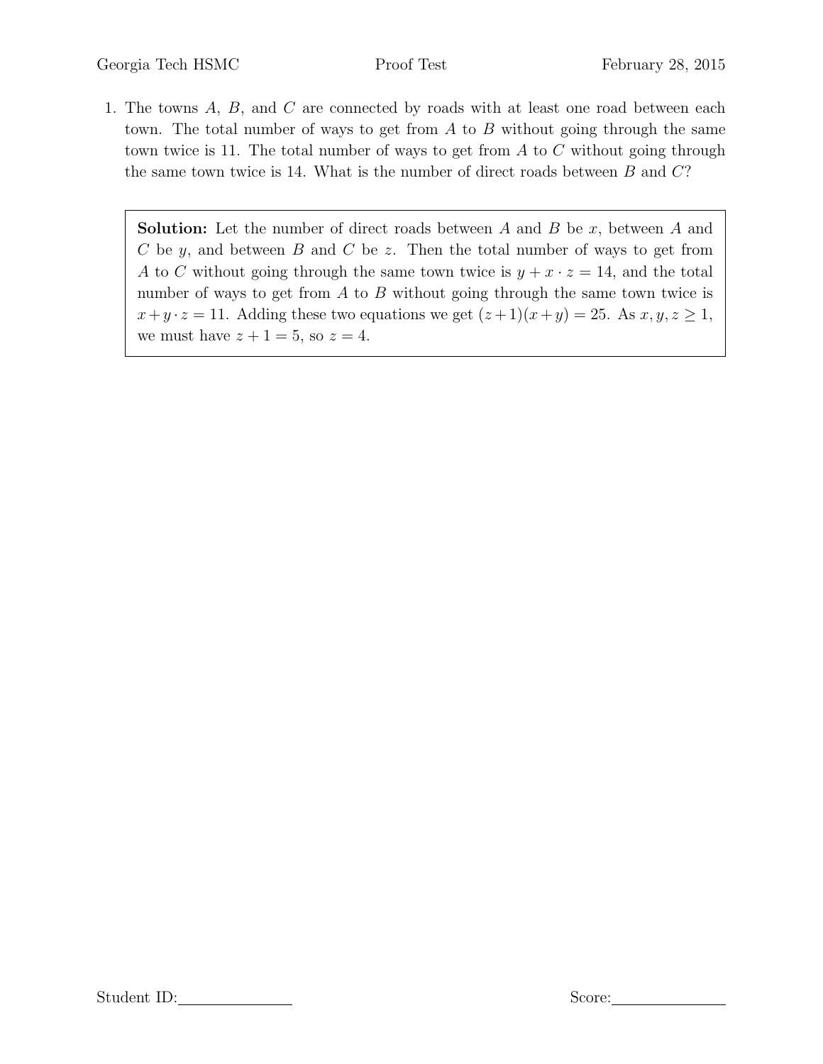1. The towns $A$, $B$, and $C$ are connected by roads with at least one road between each town. The total number of ways to get from $A$ to $B$ without going through the same town twice is 11. The total number of ways to get from $A$ to $C$ without going through the same town twice is 14. What is the number of direct roads between $B$ and $C$?

**Solution:** Let the number of direct roads between $A$ and $B$ be $x$, between $A$ and $C$ be $y$, and between $B$ and $C$ be $z$. Then the total number of ways to get from $A$ to $C$ without going through the same town twice is $y + x \cdot z = 14$, and the total number of ways to get from $A$ to $B$ without going through the same town twice is $x + y \cdot z = 11$. Adding these two equations we get $(z+1)(x+y) = 25$. As $x, y, z \geq 1$, we must have $z + 1 = 5$, so $z = 4$.

Student ID:\_\_\_\_\_\_\_\_\_\_\_\_\_\_ Score:\_\_\_\_\_\_\_\_\_\_\_\_\_\_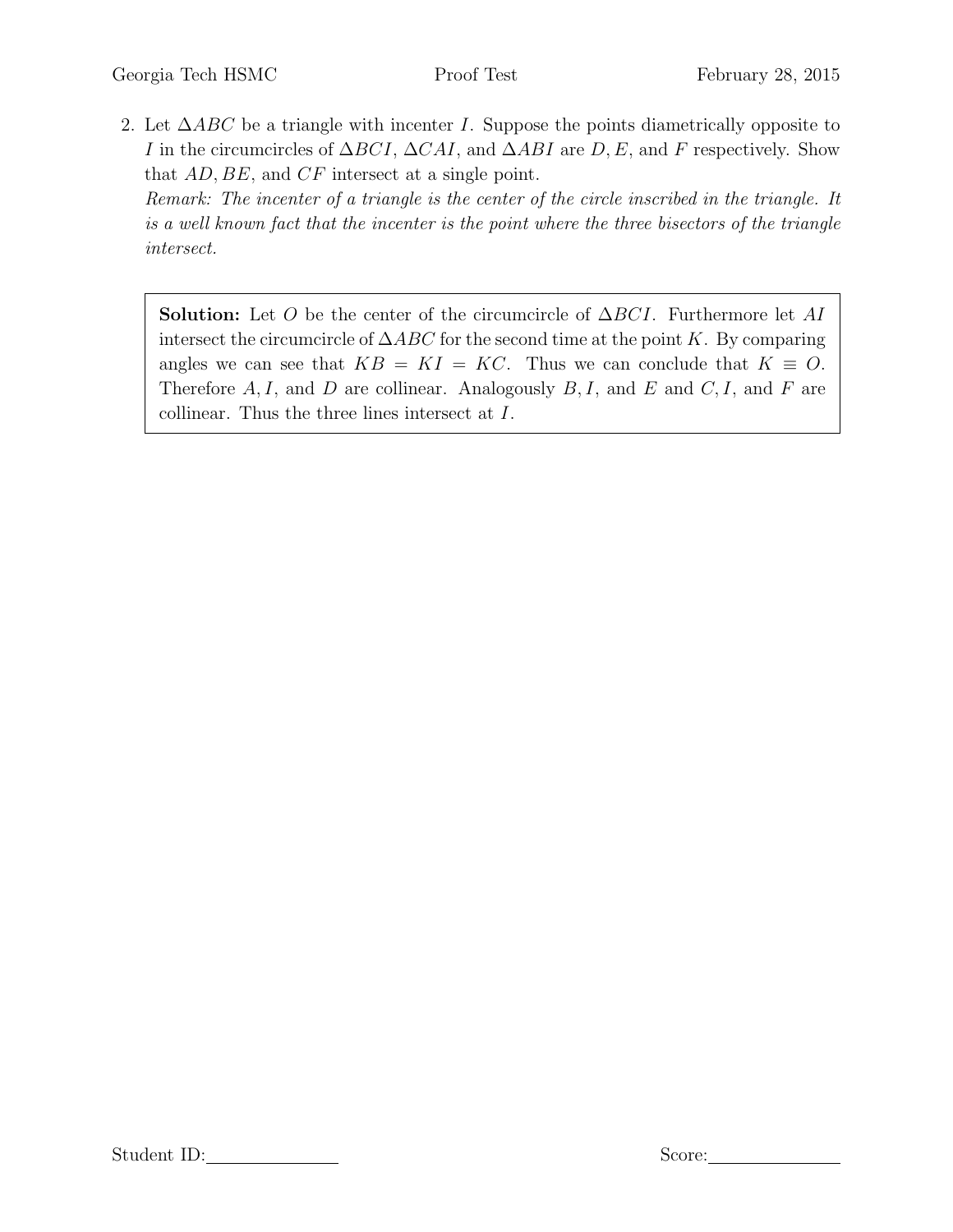2. Let $\Delta ABC$ be a triangle with incenter $I$. Suppose the points diametrically opposite to $I$ in the circumcircles of $\Delta BCI$, $\Delta CAI$, and $\Delta ABI$ are $D, E$, and $F$ respectively. Show that $AD, BE$, and $CF$ intersect at a single point.

   *Remark: The incenter of a triangle is the center of the circle inscribed in the triangle. It is a well known fact that the incenter is the point where the three bisectors of the triangle intersect.*

**Solution:** Let $O$ be the center of the circumcircle of $\Delta BCI$. Furthermore let $AI$ intersect the circumcircle of $\Delta ABC$ for the second time at the point $K$. By comparing angles we can see that $KB = KI = KC$. Thus we can conclude that $K \equiv O$. Therefore $A, I$, and $D$ are collinear. Analogously $B, I$, and $E$ and $C, I$, and $F$ are collinear. Thus the three lines intersect at $I$.

Student ID:\_\_\_\_\_\_\_\_\_\_\_\_\_\_ Score:\_\_\_\_\_\_\_\_\_\_\_\_\_\_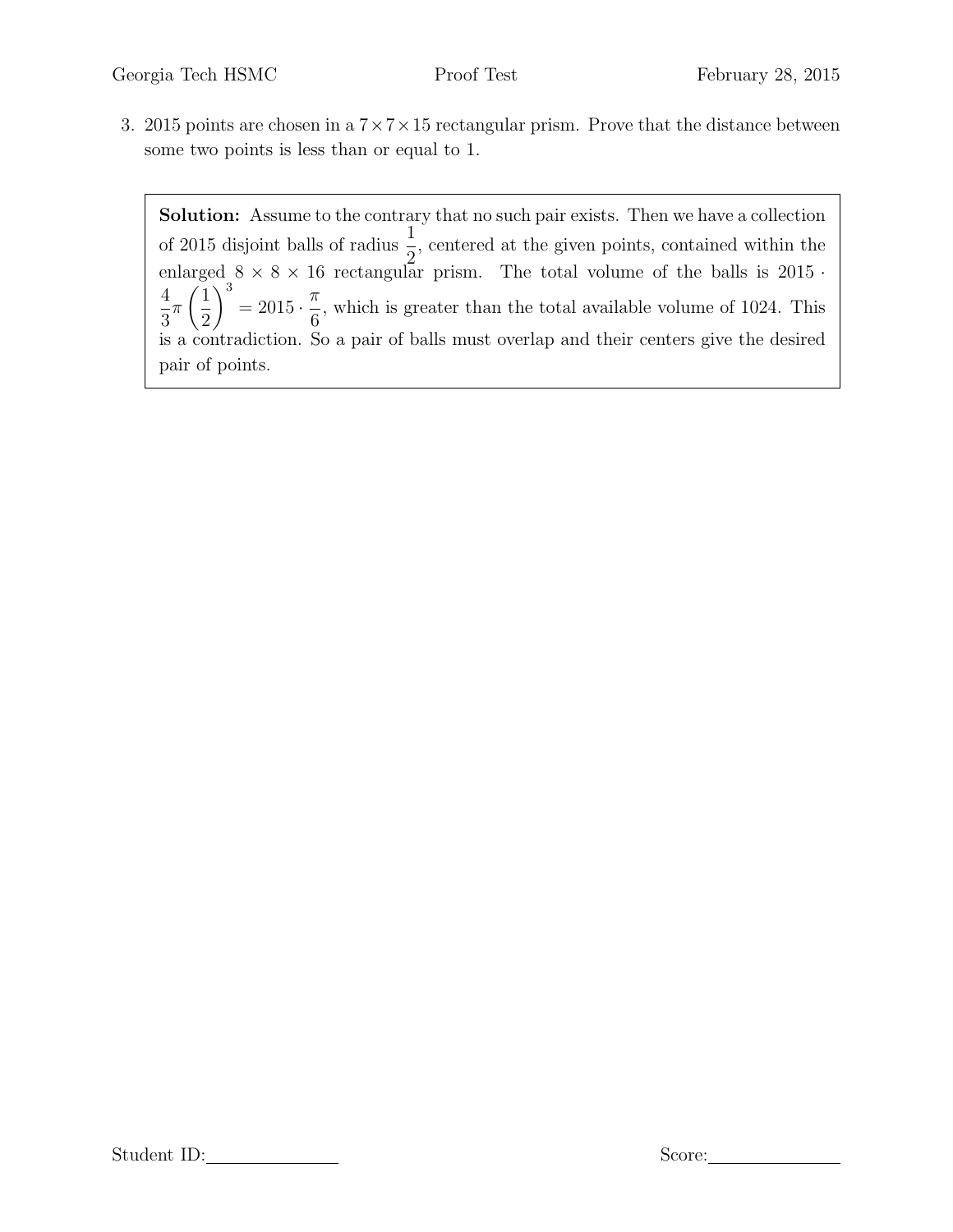3. 2015 points are chosen in a $7 \times 7 \times 15$ rectangular prism. Prove that the distance between some two points is less than or equal to 1.

**Solution:** Assume to the contrary that no such pair exists. Then we have a collection of 2015 disjoint balls of radius $\frac{1}{2}$, centered at the given points, contained within the enlarged $8 \times 8 \times 16$ rectangular prism. The total volume of the balls is $2015 \cdot \frac{4}{3}\pi \left(\frac{1}{2}\right)^3 = 2015 \cdot \frac{\pi}{6}$, which is greater than the total available volume of 1024. This is a contradiction. So a pair of balls must overlap and their centers give the desired pair of points.

Student ID:\_\_\_\_\_\_\_\_\_\_\_\_\_\_ Score:\_\_\_\_\_\_\_\_\_\_\_\_\_\_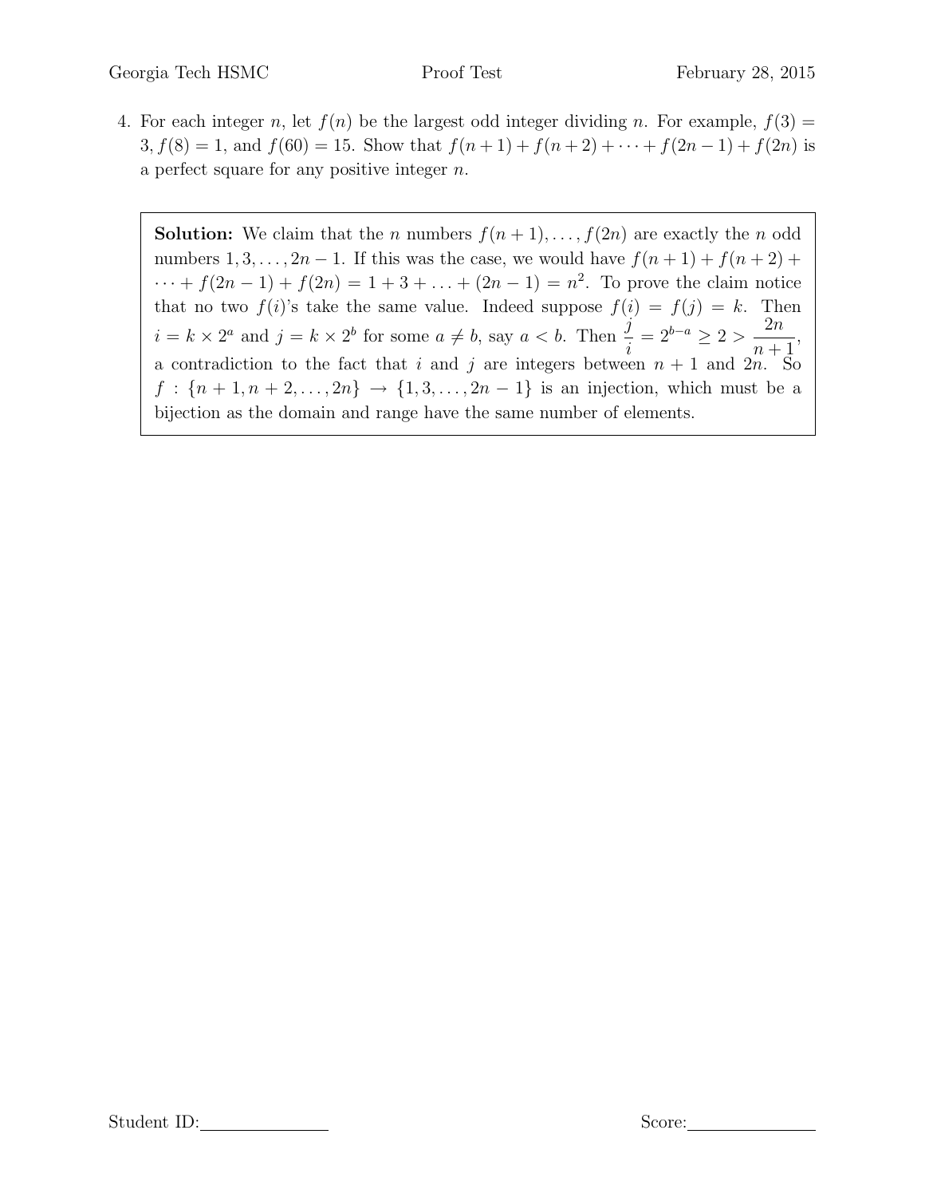4. For each integer $n$, let $f(n)$ be the largest odd integer dividing $n$. For example, $f(3) = 3, f(8) = 1$, and $f(60) = 15$. Show that $f(n+1) + f(n+2) + \cdots + f(2n-1) + f(2n)$ is a perfect square for any positive integer $n$.

**Solution:** We claim that the $n$ numbers $f(n+1), \ldots, f(2n)$ are exactly the $n$ odd numbers $1, 3, \ldots, 2n-1$. If this was the case, we would have $f(n+1) + f(n+2) + \cdots + f(2n-1) + f(2n) = 1 + 3 + \ldots + (2n-1) = n^2$. To prove the claim notice that no two $f(i)$'s take the same value. Indeed suppose $f(i) = f(j) = k$. Then $i = k \times 2^a$ and $j = k \times 2^b$ for some $a \neq b$, say $a < b$. Then $\frac{j}{i} = 2^{b-a} \geq 2 > \frac{2n}{n+1}$, a contradiction to the fact that $i$ and $j$ are integers between $n+1$ and $2n$. So $f : \{n+1, n+2, \ldots, 2n\} \to \{1, 3, \ldots, 2n-1\}$ is an injection, which must be a bijection as the domain and range have the same number of elements.

Student ID:_______________ Score:_______________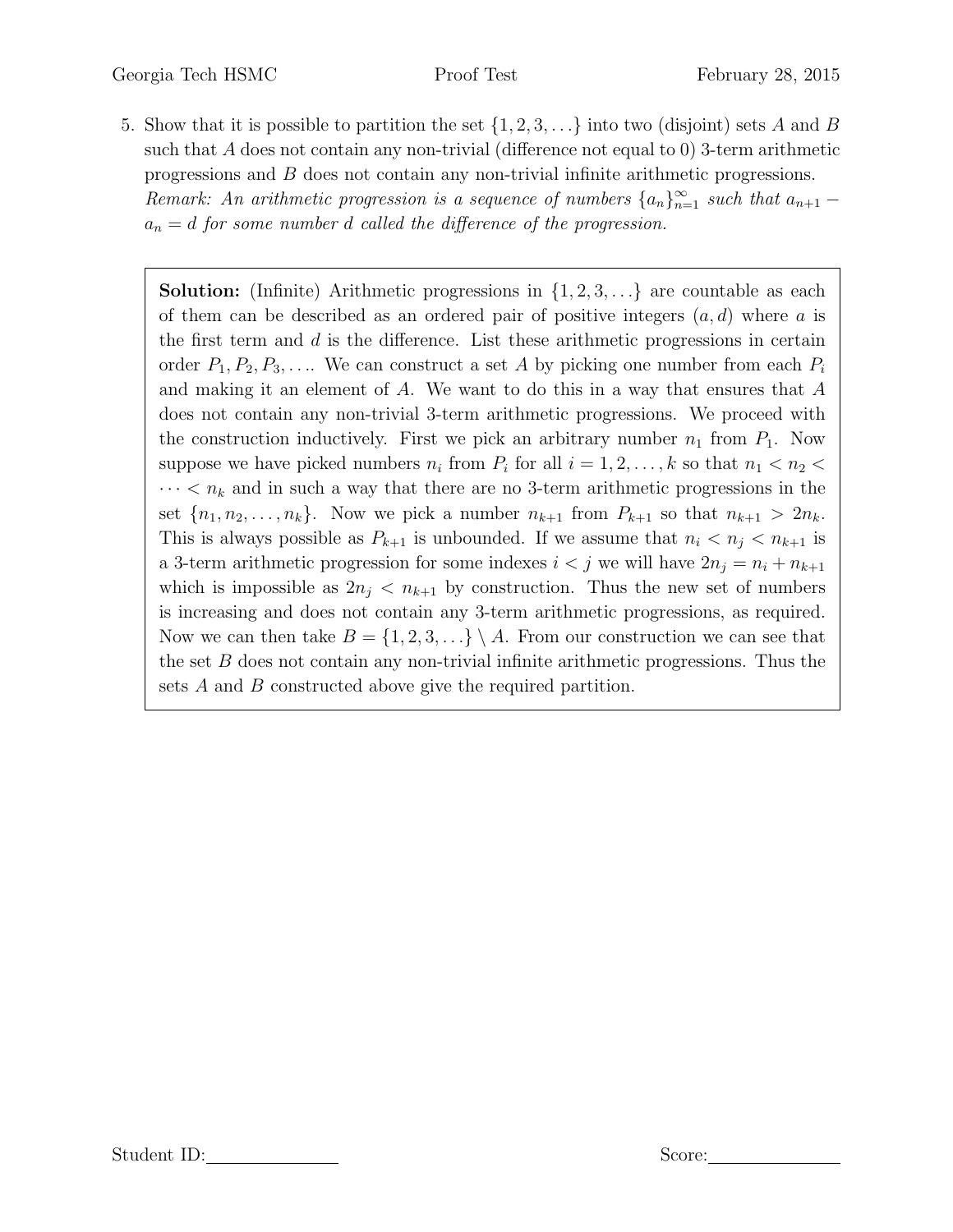5. Show that it is possible to partition the set $\{1, 2, 3, \ldots\}$ into two (disjoint) sets $A$ and $B$ such that $A$ does not contain any non-trivial (difference not equal to 0) 3-term arithmetic progressions and $B$ does not contain any non-trivial infinite arithmetic progressions.
*Remark: An arithmetic progression is a sequence of numbers $\{a_n\}_{n=1}^{\infty}$ such that $a_{n+1} - a_n = d$ for some number $d$ called the difference of the progression.*

**Solution:** (Infinite) Arithmetic progressions in $\{1, 2, 3, \ldots\}$ are countable as each of them can be described as an ordered pair of positive integers $(a, d)$ where $a$ is the first term and $d$ is the difference. List these arithmetic progressions in certain order $P_1, P_2, P_3, \ldots$. We can construct a set $A$ by picking one number from each $P_i$ and making it an element of $A$. We want to do this in a way that ensures that $A$ does not contain any non-trivial 3-term arithmetic progressions. We proceed with the construction inductively. First we pick an arbitrary number $n_1$ from $P_1$. Now suppose we have picked numbers $n_i$ from $P_i$ for all $i = 1, 2, \ldots, k$ so that $n_1 < n_2 < \cdots < n_k$ and in such a way that there are no 3-term arithmetic progressions in the set $\{n_1, n_2, \ldots, n_k\}$. Now we pick a number $n_{k+1}$ from $P_{k+1}$ so that $n_{k+1} > 2n_k$. This is always possible as $P_{k+1}$ is unbounded. If we assume that $n_i < n_j < n_{k+1}$ is a 3-term arithmetic progression for some indexes $i < j$ we will have $2n_j = n_i + n_{k+1}$ which is impossible as $2n_j < n_{k+1}$ by construction. Thus the new set of numbers is increasing and does not contain any 3-term arithmetic progressions, as required. Now we can then take $B = \{1, 2, 3, \ldots\} \setminus A$. From our construction we can see that the set $B$ does not contain any non-trivial infinite arithmetic progressions. Thus the sets $A$ and $B$ constructed above give the required partition.

Student ID:_______________ Score:_______________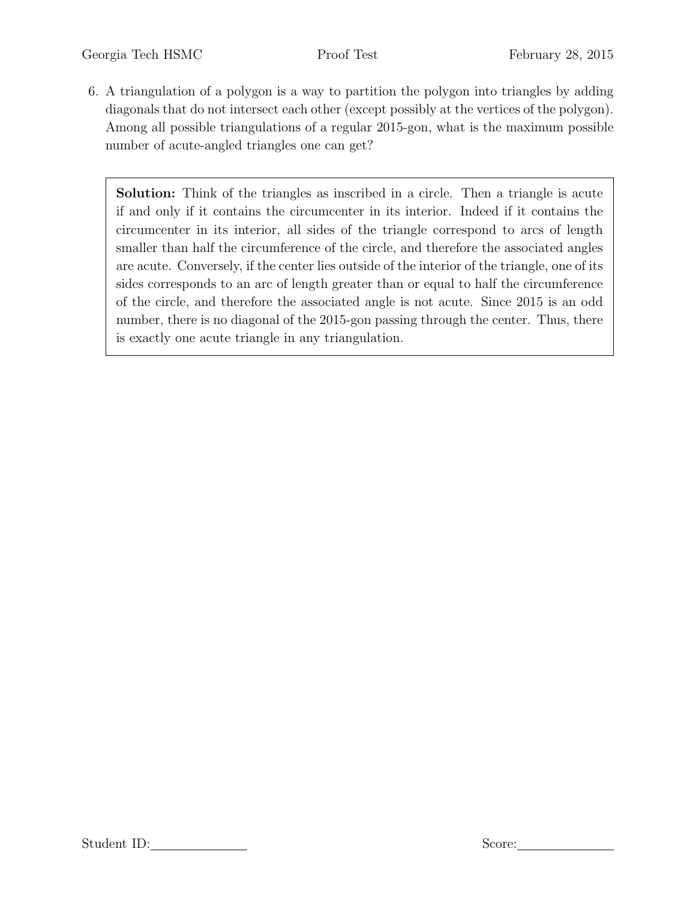6. A triangulation of a polygon is a way to partition the polygon into triangles by adding diagonals that do not intersect each other (except possibly at the vertices of the polygon). Among all possible triangulations of a regular 2015-gon, what is the maximum possible number of acute-angled triangles one can get?

> **Solution:** Think of the triangles as inscribed in a circle. Then a triangle is acute if and only if it contains the circumcenter in its interior. Indeed if it contains the circumcenter in its interior, all sides of the triangle correspond to arcs of length smaller than half the circumference of the circle, and therefore the associated angles are acute. Conversely, if the center lies outside of the interior of the triangle, one of its sides corresponds to an arc of length greater than or equal to half the circumference of the circle, and therefore the associated angle is not acute. Since 2015 is an odd number, there is no diagonal of the 2015-gon passing through the center. Thus, there is exactly one acute triangle in any triangulation.

Student ID:______________ Score:______________